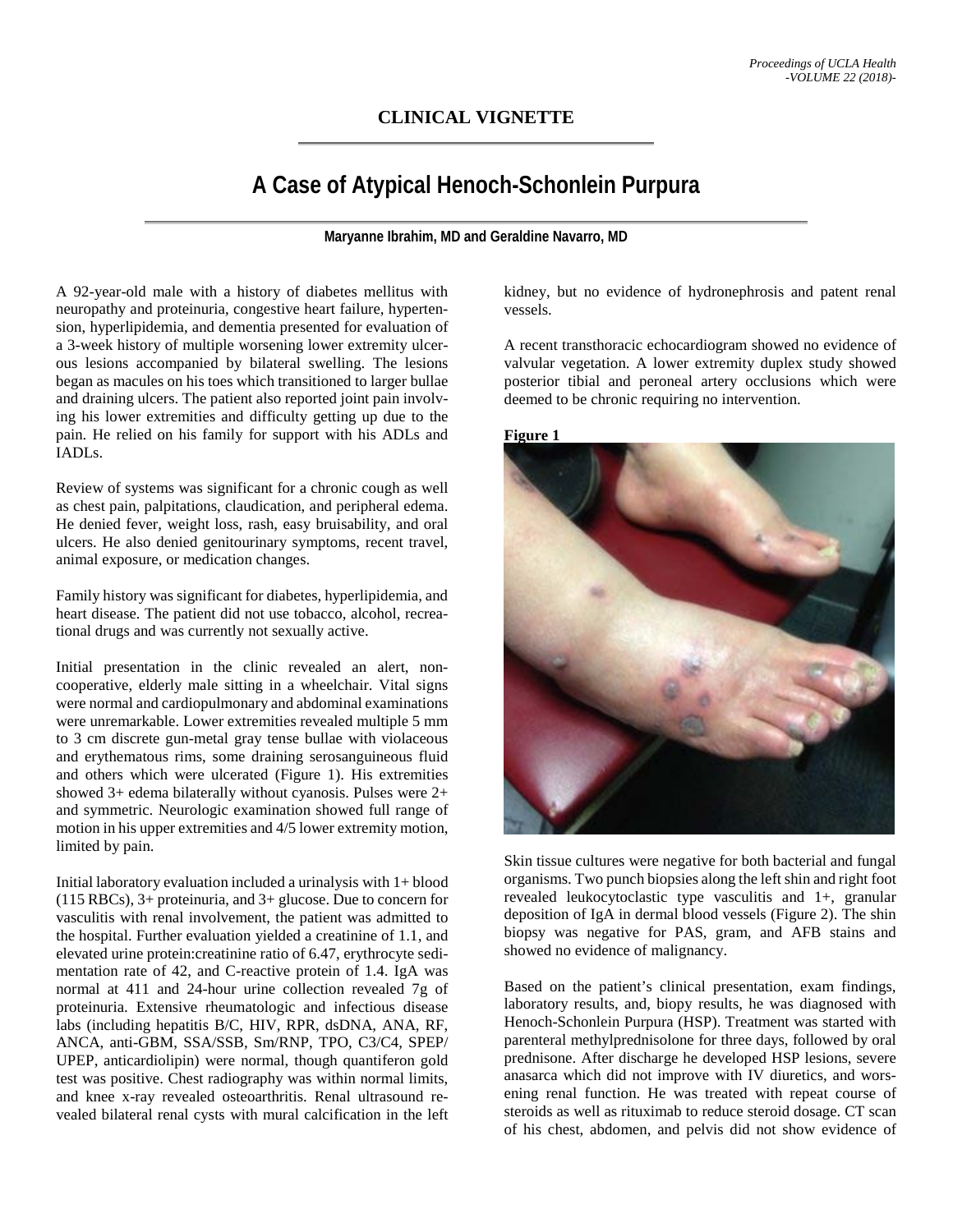**CLINICAL VIGNETTE**

# A Case of Atypical Henoch-Schonlein Purpura

**Maryanne Ibrahim, MD and Geraldine Navarro, MD**

A 92-year-old male with a history of diabetes mellitus with neuropathy and proteinuria, congestive heart failure, hypertension, hyperlipidemia, and dementia presented for evaluation of a 3-week history of multiple worsening lower extremity ulcerous lesions accompanied by bilateral swelling. The lesions began as macules on his toes which transitioned to larger bullae and draining ulcers. The patient also reported joint pain involving his lower extremities and difficulty getting up due to the pain. He relied on his family for support with his ADLs and IADLs.

Review of systems was significant for a chronic cough as well as chest pain, palpitations, claudication, and peripheral edema. He denied fever, weight loss, rash, easy bruisability, and oral ulcers. He also denied genitourinary symptoms, recent travel, animal exposure, or medication changes.

Family history was significant for diabetes, hyperlipidemia, and heart disease. The patient did not use tobacco, alcohol, recreational drugs and was currently not sexually active.

Initial presentation in the clinic revealed an alert, non-cooperative, elderly male sitting in a wheelchair. Vital signs were normal and cardiopulmonary and abdominal examinations were unremarkable. Lower extremities revealed multiple 5 mm to 3 cm discrete gun-metal gray tense bullae with violaceous and erythematous rims, some draining serosanguineous fluid and others which were ulcerated (Figure 1). His extremities showed 3+ edema bilaterally without cyanosis. Pulses were 2+ and symmetric. Neurologic examination showed full range of motion in his upper extremities and 4/5 lower extremity motion, limited by pain.

Initial laboratory evaluation included a urinalysis with 1+ blood (115 RBCs), 3+ proteinuria, and 3+ glucose. Due to concern for vasculitis with renal involvement, the patient was admitted to the hospital. Further evaluation yielded a creatinine of 1.1, and elevated urine protein:creatinine ratio of 6.47, erythrocyte sedimentation rate of 42, and C-reactive protein of 1.4. IgA was normal at 411 and 24-hour urine collection revealed 7g of proteinuria. Extensive rheumatologic and infectious disease labs (including hepatitis B/C, HIV, RPR, dsDNA, ANA, RF, ANCA, anti-GBM, SSA/SSB, Sm/RNP, TPO, C3/C4, SPEP/UPEP, anticardiolipin) were normal, though quantiferon gold test was positive. Chest radiography was within normal limits, and knee x-ray revealed osteoarthritis. Renal ultrasound revealed bilateral renal cysts with mural calcification in the left kidney, but no evidence of hydronephrosis and patent renal vessels.

A recent transthoracic echocardiogram showed no evidence of valvular vegetation. A lower extremity duplex study showed posterior tibial and peroneal artery occlusions which were deemed to be chronic requiring no intervention.

**Figure 1**

Skin tissue cultures were negative for both bacterial and fungal organisms. Two punch biopsies along the left shin and right foot revealed leukocytoclastic type vasculitis and 1+, granular deposition of IgA in dermal blood vessels (Figure 2). The shin biopsy was negative for PAS, gram, and AFB stains and showed no evidence of malignancy.

Based on the patient's clinical presentation, exam findings, laboratory results, and, biopy results, he was diagnosed with Henoch-Schonlein Purpura (HSP). Treatment was started with parenteral methylprednisolone for three days, followed by oral prednisone. After discharge he developed HSP lesions, severe anasarca which did not improve with IV diuretics, and worsening renal function. He was treated with repeat course of steroids as well as rituximab to reduce steroid dosage. CT scan of his chest, abdomen, and pelvis did not show evidence of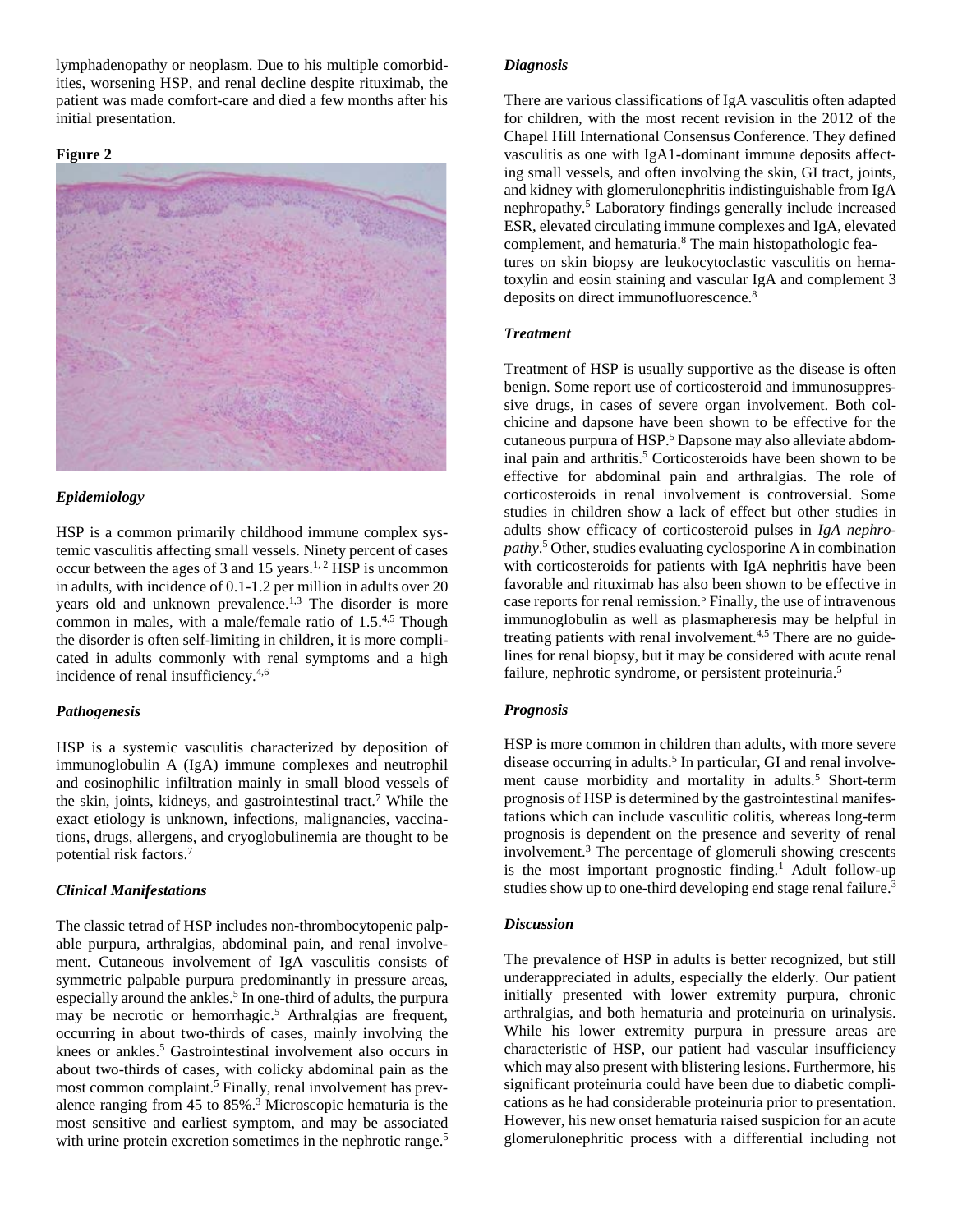lymphadenopathy or neoplasm. Due to his multiple comorbidities, worsening HSP, and renal decline despite rituximab, the patient was made comfort-care and died a few months after his initial presentation.

**Figure 2**

### *Epidemiology*

HSP is a common primarily childhood immune complex systemic vasculitis affecting small vessels. Ninety percent of cases occur between the ages of 3 and 15 years.[1, 2] HSP is uncommon in adults, with incidence of 0.1-1.2 per million in adults over 20 years old and unknown prevalence.[1,3] The disorder is more common in males, with a male/female ratio of 1.5.[4,5] Though the disorder is often self-limiting in children, it is more complicated in adults commonly with renal symptoms and a high incidence of renal insufficiency.[4,6]

### *Pathogenesis*

HSP is a systemic vasculitis characterized by deposition of immunoglobulin A (IgA) immune complexes and neutrophil and eosinophilic infiltration mainly in small blood vessels of the skin, joints, kidneys, and gastrointestinal tract.[7] While the exact etiology is unknown, infections, malignancies, vaccinations, drugs, allergens, and cryoglobulinemia are thought to be potential risk factors.[7]

### *Clinical Manifestations*

The classic tetrad of HSP includes non-thrombocytopenic palpable purpura, arthralgias, abdominal pain, and renal involvement. Cutaneous involvement of IgA vasculitis consists of symmetric palpable purpura predominantly in pressure areas, especially around the ankles.[5] In one-third of adults, the purpura may be necrotic or hemorrhagic.[5] Arthralgias are frequent, occurring in about two-thirds of cases, mainly involving the knees or ankles.[5] Gastrointestinal involvement also occurs in about two-thirds of cases, with colicky abdominal pain as the most common complaint.[5] Finally, renal involvement has prevalence ranging from 45 to 85%.[3] Microscopic hematuria is the most sensitive and earliest symptom, and may be associated with urine protein excretion sometimes in the nephrotic range.[5]

### *Diagnosis*

There are various classifications of IgA vasculitis often adapted for children, with the most recent revision in the 2012 of the Chapel Hill International Consensus Conference. They defined vasculitis as one with IgA1-dominant immune deposits affecting small vessels, and often involving the skin, GI tract, joints, and kidney with glomerulonephritis indistinguishable from IgA nephropathy.[5] Laboratory findings generally include increased ESR, elevated circulating immune complexes and IgA, elevated complement, and hematuria.[8] The main histopathologic features on skin biopsy are leukocytoclastic vasculitis on hematoxylin and eosin staining and vascular IgA and complement 3 deposits on direct immunofluorescence.[8]

### *Treatment*

Treatment of HSP is usually supportive as the disease is often benign. Some report use of corticosteroid and immunosuppressive drugs, in cases of severe organ involvement. Both colchicine and dapsone have been shown to be effective for the cutaneous purpura of HSP.[5] Dapsone may also alleviate abdominal pain and arthritis.[5] Corticosteroids have been shown to be effective for abdominal pain and arthralgias. The role of corticosteroids in renal involvement is controversial. Some studies in children show a lack of effect but other studies in adults show efficacy of corticosteroid pulses in *IgA nephropathy*.[5] Other, studies evaluating cyclosporine A in combination with corticosteroids for patients with IgA nephritis have been favorable and rituximab has also been shown to be effective in case reports for renal remission.[5] Finally, the use of intravenous immunoglobulin as well as plasmapheresis may be helpful in treating patients with renal involvement.[4,5] There are no guidelines for renal biopsy, but it may be considered with acute renal failure, nephrotic syndrome, or persistent proteinuria.[5]

### *Prognosis*

HSP is more common in children than adults, with more severe disease occurring in adults.[5] In particular, GI and renal involvement cause morbidity and mortality in adults.[5] Short-term prognosis of HSP is determined by the gastrointestinal manifestations which can include vasculitic colitis, whereas long-term prognosis is dependent on the presence and severity of renal involvement.[3] The percentage of glomeruli showing crescents is the most important prognostic finding.[1] Adult follow-up studies show up to one-third developing end stage renal failure.[3]

### *Discussion*

The prevalence of HSP in adults is better recognized, but still underappreciated in adults, especially the elderly. Our patient initially presented with lower extremity purpura, chronic arthralgias, and both hematuria and proteinuria on urinalysis. While his lower extremity purpura in pressure areas are characteristic of HSP, our patient had vascular insufficiency which may also present with blistering lesions. Furthermore, his significant proteinuria could have been due to diabetic complications as he had considerable proteinuria prior to presentation. However, his new onset hematuria raised suspicion for an acute glomerulonephritic process with a differential including not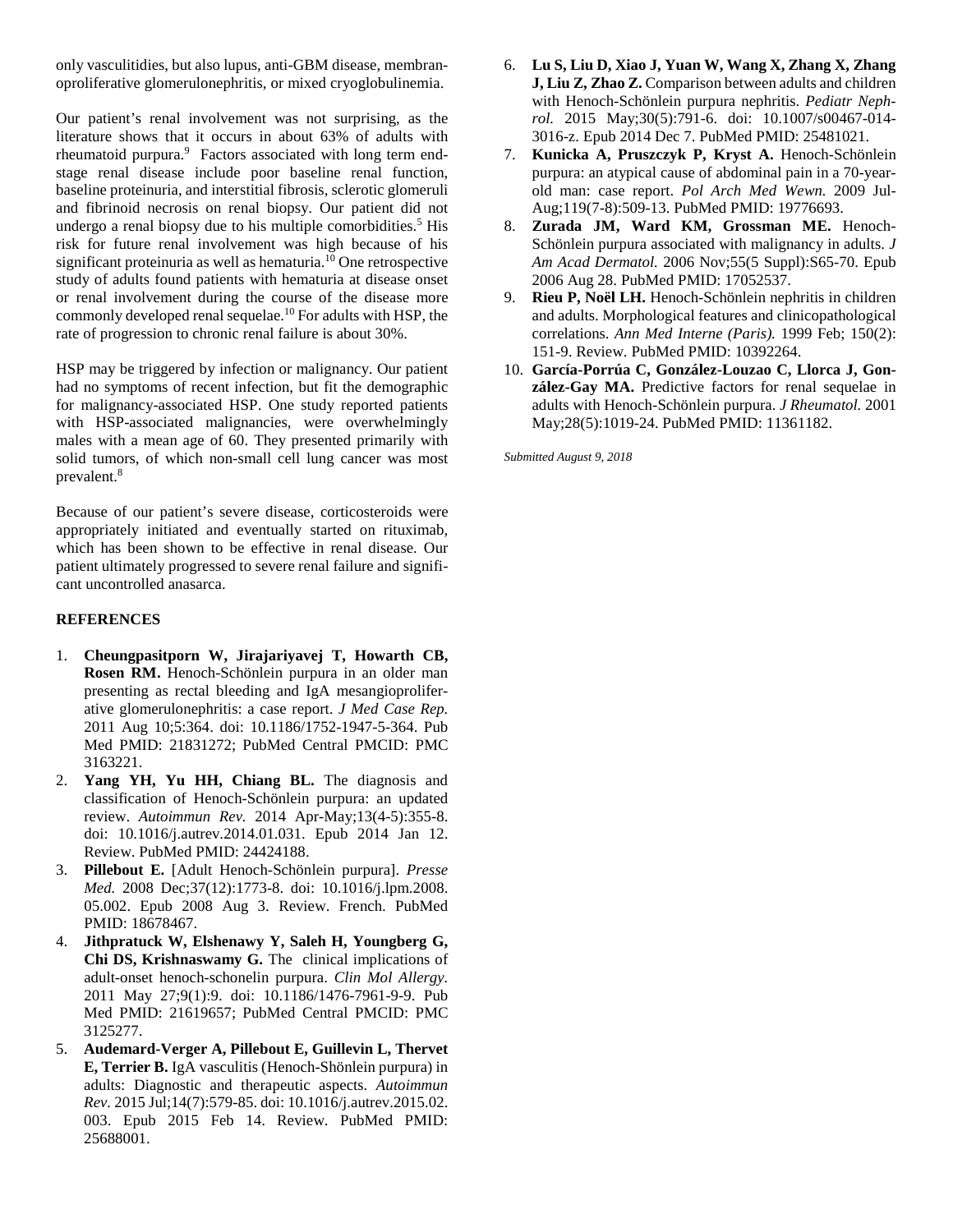only vasculitidies, but also lupus, anti-GBM disease, membranoproliferative glomerulonephritis, or mixed cryoglobulinemia.

Our patient's renal involvement was not surprising, as the literature shows that it occurs in about 63% of adults with rheumatoid purpura.[9] Factors associated with long term end-stage renal disease include poor baseline renal function, baseline proteinuria, and interstitial fibrosis, sclerotic glomeruli and fibrinoid necrosis on renal biopsy. Our patient did not undergo a renal biopsy due to his multiple comorbidities.[5] His risk for future renal involvement was high because of his significant proteinuria as well as hematuria.[10] One retrospective study of adults found patients with hematuria at disease onset or renal involvement during the course of the disease more commonly developed renal sequelae.[10] For adults with HSP, the rate of progression to chronic renal failure is about 30%.

HSP may be triggered by infection or malignancy. Our patient had no symptoms of recent infection, but fit the demographic for malignancy-associated HSP. One study reported patients with HSP-associated malignancies, were overwhelmingly males with a mean age of 60. They presented primarily with solid tumors, of which non-small cell lung cancer was most prevalent.[8]

Because of our patient's severe disease, corticosteroids were appropriately initiated and eventually started on rituximab, which has been shown to be effective in renal disease. Our patient ultimately progressed to severe renal failure and significant uncontrolled anasarca.

## REFERENCES

1. **Cheungpasitporn W, Jirajariyavej T, Howarth CB, Rosen RM.** Henoch-Schönlein purpura in an older man presenting as rectal bleeding and IgA mesangioproliferative glomerulonephritis: a case report. *J Med Case Rep.* 2011 Aug 10;5:364. doi: 10.1186/1752-1947-5-364. Pub Med PMID: 21831272; PubMed Central PMCID: PMC 3163221.
2. **Yang YH, Yu HH, Chiang BL.** The diagnosis and classification of Henoch-Schönlein purpura: an updated review. *Autoimmun Rev.* 2014 Apr-May;13(4-5):355-8. doi: 10.1016/j.autrev.2014.01.031. Epub 2014 Jan 12. Review. PubMed PMID: 24424188.
3. **Pillebout E.** [Adult Henoch-Schönlein purpura]. *Presse Med.* 2008 Dec;37(12):1773-8. doi: 10.1016/j.lpm.2008.05.002. Epub 2008 Aug 3. Review. French. PubMed PMID: 18678467.
4. **Jithpratuck W, Elshenawy Y, Saleh H, Youngberg G, Chi DS, Krishnaswamy G.** The clinical implications of adult-onset henoch-schonelin purpura. *Clin Mol Allergy.* 2011 May 27;9(1):9. doi: 10.1186/1476-7961-9-9. Pub Med PMID: 21619657; PubMed Central PMCID: PMC 3125277.
5. **Audemard-Verger A, Pillebout E, Guillevin L, Thervet E, Terrier B.** IgA vasculitis (Henoch-Shönlein purpura) in adults: Diagnostic and therapeutic aspects. *Autoimmun Rev.* 2015 Jul;14(7):579-85. doi: 10.1016/j.autrev.2015.02.003. Epub 2015 Feb 14. Review. PubMed PMID: 25688001.
6. **Lu S, Liu D, Xiao J, Yuan W, Wang X, Zhang X, Zhang J, Liu Z, Zhao Z.** Comparison between adults and children with Henoch-Schönlein purpura nephritis. *Pediatr Nephrol.* 2015 May;30(5):791-6. doi: 10.1007/s00467-014-3016-z. Epub 2014 Dec 7. PubMed PMID: 25481021.
7. **Kunicka A, Pruszczyk P, Kryst A.** Henoch-Schönlein purpura: an atypical cause of abdominal pain in a 70-year-old man: case report. *Pol Arch Med Wewn.* 2009 Jul-Aug;119(7-8):509-13. PubMed PMID: 19776693.
8. **Zurada JM, Ward KM, Grossman ME.** Henoch-Schönlein purpura associated with malignancy in adults. *J Am Acad Dermatol.* 2006 Nov;55(5 Suppl):S65-70. Epub 2006 Aug 28. PubMed PMID: 17052537.
9. **Rieu P, Noël LH.** Henoch-Schönlein nephritis in children and adults. Morphological features and clinicopathological correlations. *Ann Med Interne (Paris).* 1999 Feb; 150(2): 151-9. Review. PubMed PMID: 10392264.
10. **García-Porrúa C, González-Louzao C, Llorca J, González-Gay MA.** Predictive factors for renal sequelae in adults with Henoch-Schönlein purpura. *J Rheumatol.* 2001 May;28(5):1019-24. PubMed PMID: 11361182.

*Submitted August 9, 2018*